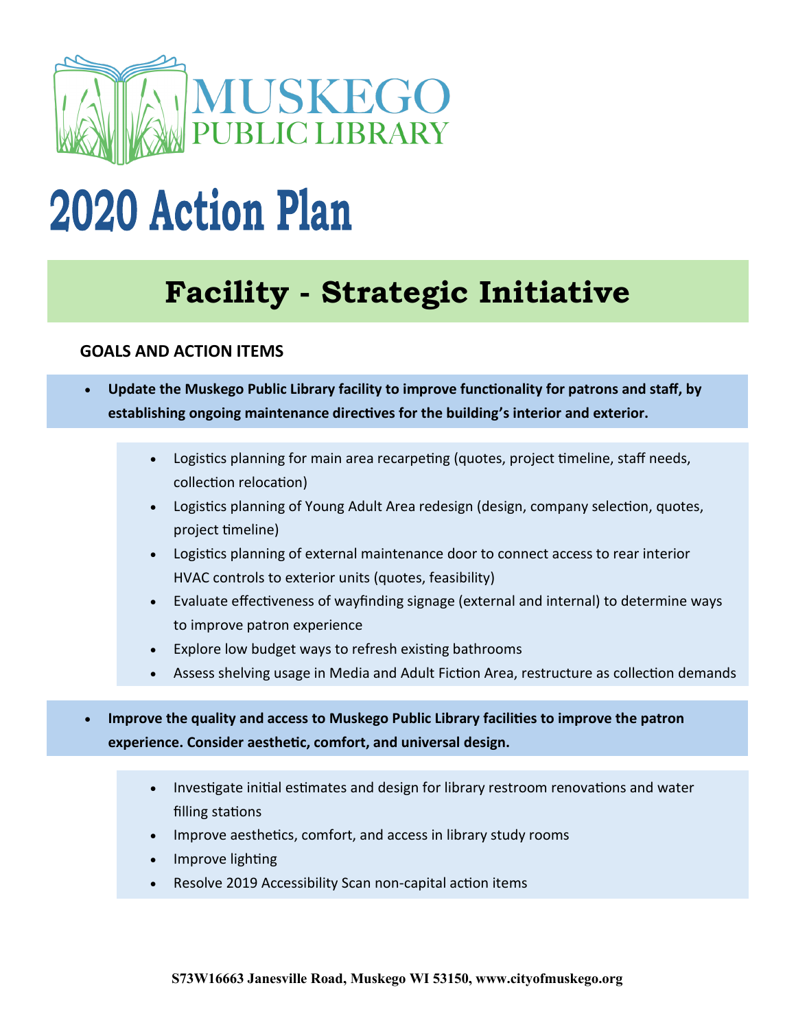MUSKEGO PUBLIC LIBRARY

# 2020 Action Plan

## Facility - Strategic Initiative

### GOALS AND ACTION ITEMS

- **Update the Muskego Public Library facility to improve functionality for patrons and staff, by establishing ongoing maintenance directives for the building's interior and exterior.**
  - Logistics planning for main area recarpeting (quotes, project timeline, staff needs, collection relocation)
  - Logistics planning of Young Adult Area redesign (design, company selection, quotes, project timeline)
  - Logistics planning of external maintenance door to connect access to rear interior HVAC controls to exterior units (quotes, feasibility)
  - Evaluate effectiveness of wayfinding signage (external and internal) to determine ways to improve patron experience
  - Explore low budget ways to refresh existing bathrooms
  - Assess shelving usage in Media and Adult Fiction Area, restructure as collection demands

- **Improve the quality and access to Muskego Public Library facilities to improve the patron experience. Consider aesthetic, comfort, and universal design.**
  - Investigate initial estimates and design for library restroom renovations and water filling stations
  - Improve aesthetics, comfort, and access in library study rooms
  - Improve lighting
  - Resolve 2019 Accessibility Scan non-capital action items

**S73W16663 Janesville Road, Muskego WI 53150, www.cityofmuskego.org**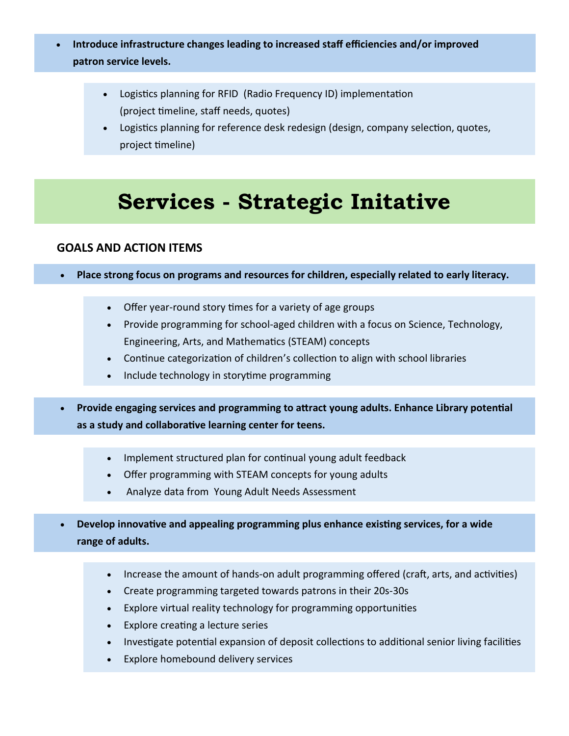- **Introduce infrastructure changes leading to increased staff efficiencies and/or improved patron service levels.**
    - Logistics planning for RFID (Radio Frequency ID) implementation (project timeline, staff needs, quotes)
    - Logistics planning for reference desk redesign (design, company selection, quotes, project timeline)

# Services - Strategic Initative

## GOALS AND ACTION ITEMS

- **Place strong focus on programs and resources for children, especially related to early literacy.**
    - Offer year-round story times for a variety of age groups
    - Provide programming for school-aged children with a focus on Science, Technology, Engineering, Arts, and Mathematics (STEAM) concepts
    - Continue categorization of children's collection to align with school libraries
    - Include technology in storytime programming

- **Provide engaging services and programming to attract young adults. Enhance Library potential as a study and collaborative learning center for teens.**
    - Implement structured plan for continual young adult feedback
    - Offer programming with STEAM concepts for young adults
    - Analyze data from Young Adult Needs Assessment

- **Develop innovative and appealing programming plus enhance existing services, for a wide range of adults.**
    - Increase the amount of hands-on adult programming offered (craft, arts, and activities)
    - Create programming targeted towards patrons in their 20s-30s
    - Explore virtual reality technology for programming opportunities
    - Explore creating a lecture series
    - Investigate potential expansion of deposit collections to additional senior living facilities
    - Explore homebound delivery services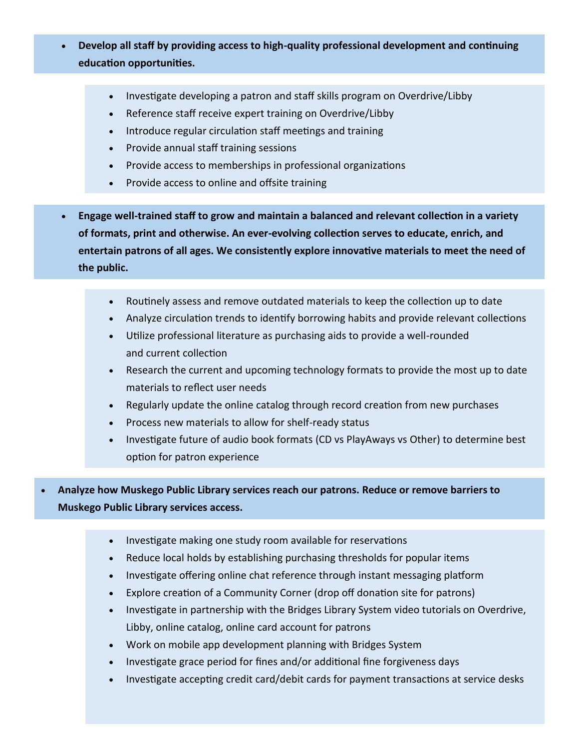- **Develop all staff by providing access to high-quality professional development and continuing education opportunities.**

  - Investigate developing a patron and staff skills program on Overdrive/Libby
  - Reference staff receive expert training on Overdrive/Libby
  - Introduce regular circulation staff meetings and training
  - Provide annual staff training sessions
  - Provide access to memberships in professional organizations
  - Provide access to online and offsite training

- **Engage well-trained staff to grow and maintain a balanced and relevant collection in a variety of formats, print and otherwise. An ever-evolving collection serves to educate, enrich, and entertain patrons of all ages. We consistently explore innovative materials to meet the need of the public.**

  - Routinely assess and remove outdated materials to keep the collection up to date
  - Analyze circulation trends to identify borrowing habits and provide relevant collections
  - Utilize professional literature as purchasing aids to provide a well-rounded and current collection
  - Research the current and upcoming technology formats to provide the most up to date materials to reflect user needs
  - Regularly update the online catalog through record creation from new purchases
  - Process new materials to allow for shelf-ready status
  - Investigate future of audio book formats (CD vs PlayAways vs Other) to determine best option for patron experience

- **Analyze how Muskego Public Library services reach our patrons. Reduce or remove barriers to Muskego Public Library services access.**

  - Investigate making one study room available for reservations
  - Reduce local holds by establishing purchasing thresholds for popular items
  - Investigate offering online chat reference through instant messaging platform
  - Explore creation of a Community Corner (drop off donation site for patrons)
  - Investigate in partnership with the Bridges Library System video tutorials on Overdrive, Libby, online catalog, online card account for patrons
  - Work on mobile app development planning with Bridges System
  - Investigate grace period for fines and/or additional fine forgiveness days
  - Investigate accepting credit card/debit cards for payment transactions at service desks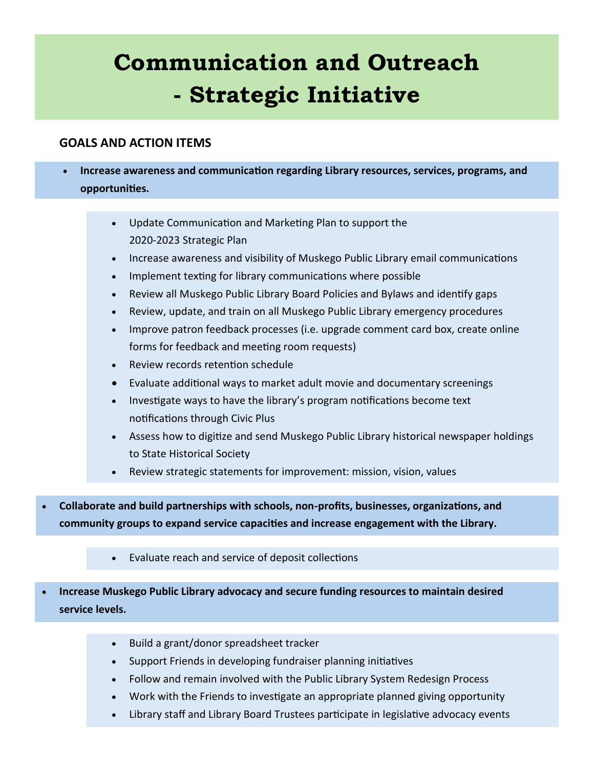# Communication and Outreach - Strategic Initiative

## GOALS AND ACTION ITEMS

- **Increase awareness and communication regarding Library resources, services, programs, and opportunities.**
  - Update Communication and Marketing Plan to support the 2020-2023 Strategic Plan
  - Increase awareness and visibility of Muskego Public Library email communications
  - Implement texting for library communications where possible
  - Review all Muskego Public Library Board Policies and Bylaws and identify gaps
  - Review, update, and train on all Muskego Public Library emergency procedures
  - Improve patron feedback processes (i.e. upgrade comment card box, create online forms for feedback and meeting room requests)
  - Review records retention schedule
  - Evaluate additional ways to market adult movie and documentary screenings
  - Investigate ways to have the library's program notifications become text notifications through Civic Plus
  - Assess how to digitize and send Muskego Public Library historical newspaper holdings to State Historical Society
  - Review strategic statements for improvement: mission, vision, values
- **Collaborate and build partnerships with schools, non-profits, businesses, organizations, and community groups to expand service capacities and increase engagement with the Library.**
  - Evaluate reach and service of deposit collections
- **Increase Muskego Public Library advocacy and secure funding resources to maintain desired service levels.**
  - Build a grant/donor spreadsheet tracker
  - Support Friends in developing fundraiser planning initiatives
  - Follow and remain involved with the Public Library System Redesign Process
  - Work with the Friends to investigate an appropriate planned giving opportunity
  - Library staff and Library Board Trustees participate in legislative advocacy events